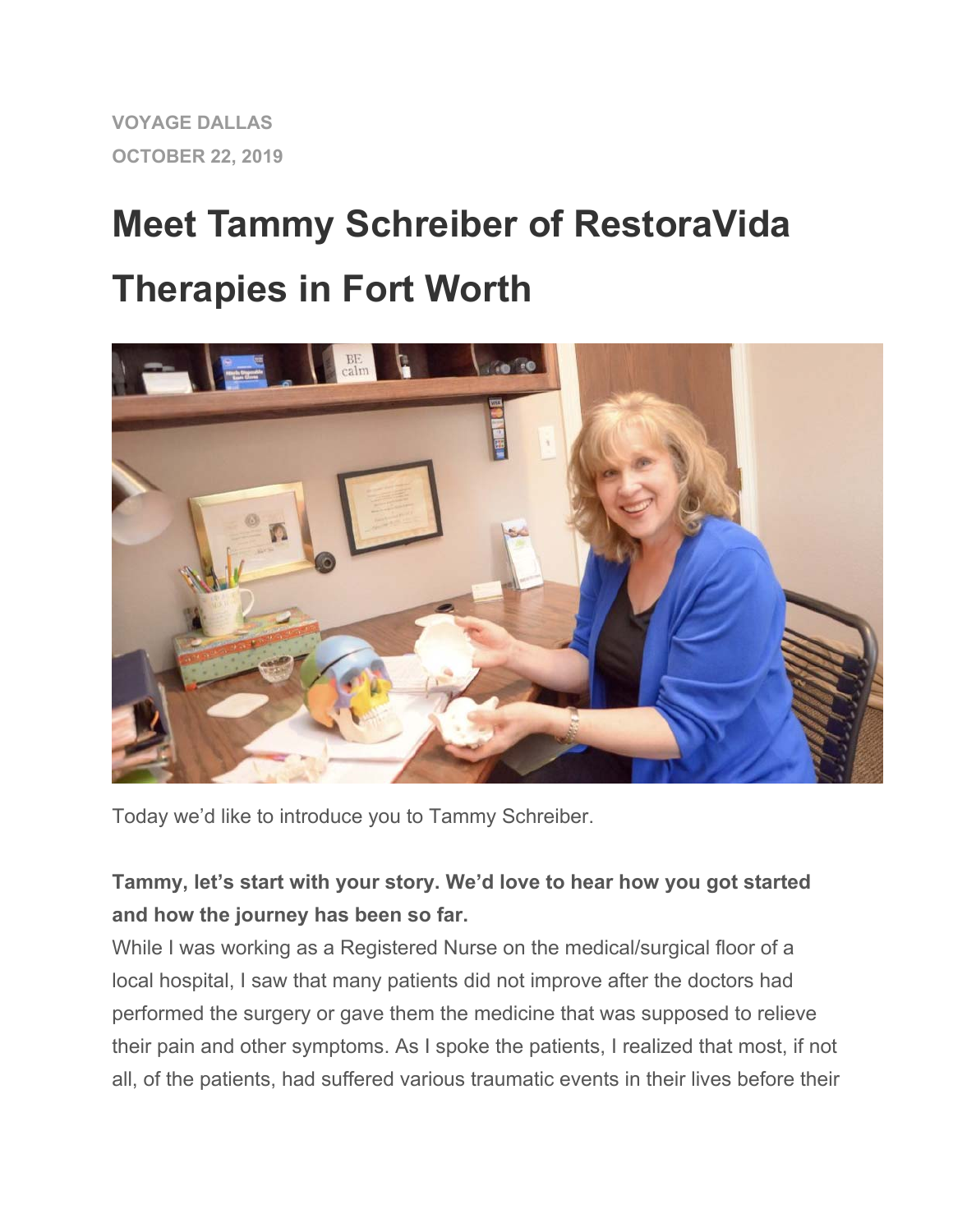VOYAGE DALLAS

OCTOBER 22, 2019

# Meet Tammy Schreiber of RestoraVida Therapies in Fort Worth

Today we'd like to introduce you to Tammy Schreiber.

**Tammy, let's start with your story. We'd love to hear how you got started and how the journey has been so far.**

While I was working as a Registered Nurse on the medical/surgical floor of a local hospital, I saw that many patients did not improve after the doctors had performed the surgery or gave them the medicine that was supposed to relieve their pain and other symptoms. As I spoke the patients, I realized that most, if not all, of the patients, had suffered various traumatic events in their lives before their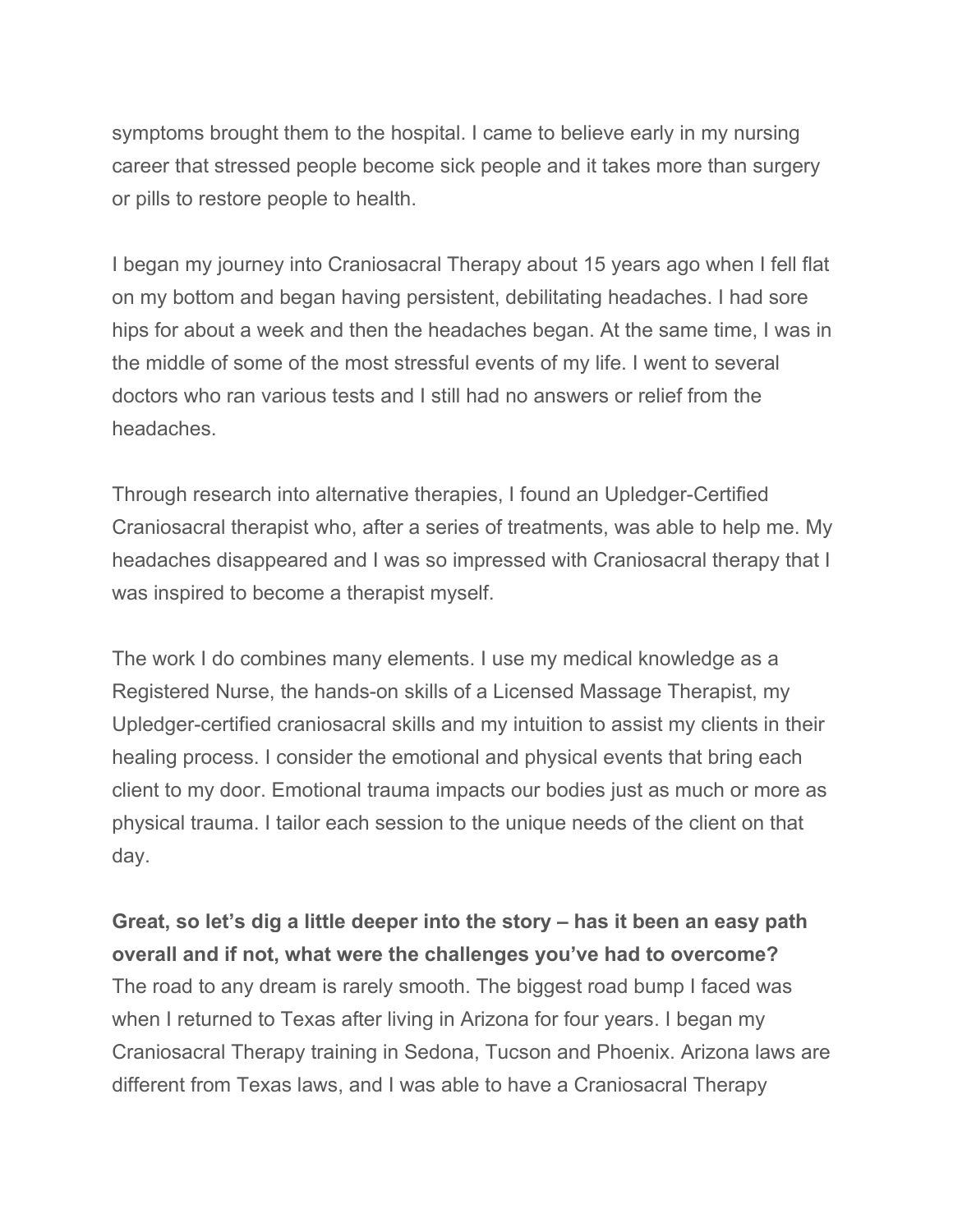symptoms brought them to the hospital. I came to believe early in my nursing career that stressed people become sick people and it takes more than surgery or pills to restore people to health.

I began my journey into Craniosacral Therapy about 15 years ago when I fell flat on my bottom and began having persistent, debilitating headaches. I had sore hips for about a week and then the headaches began. At the same time, I was in the middle of some of the most stressful events of my life. I went to several doctors who ran various tests and I still had no answers or relief from the headaches.

Through research into alternative therapies, I found an Upledger-Certified Craniosacral therapist who, after a series of treatments, was able to help me. My headaches disappeared and I was so impressed with Craniosacral therapy that I was inspired to become a therapist myself.

The work I do combines many elements. I use my medical knowledge as a Registered Nurse, the hands-on skills of a Licensed Massage Therapist, my Upledger-certified craniosacral skills and my intuition to assist my clients in their healing process. I consider the emotional and physical events that bring each client to my door. Emotional trauma impacts our bodies just as much or more as physical trauma. I tailor each session to the unique needs of the client on that day.

**Great, so let's dig a little deeper into the story – has it been an easy path overall and if not, what were the challenges you've had to overcome?**
The road to any dream is rarely smooth. The biggest road bump I faced was when I returned to Texas after living in Arizona for four years. I began my Craniosacral Therapy training in Sedona, Tucson and Phoenix. Arizona laws are different from Texas laws, and I was able to have a Craniosacral Therapy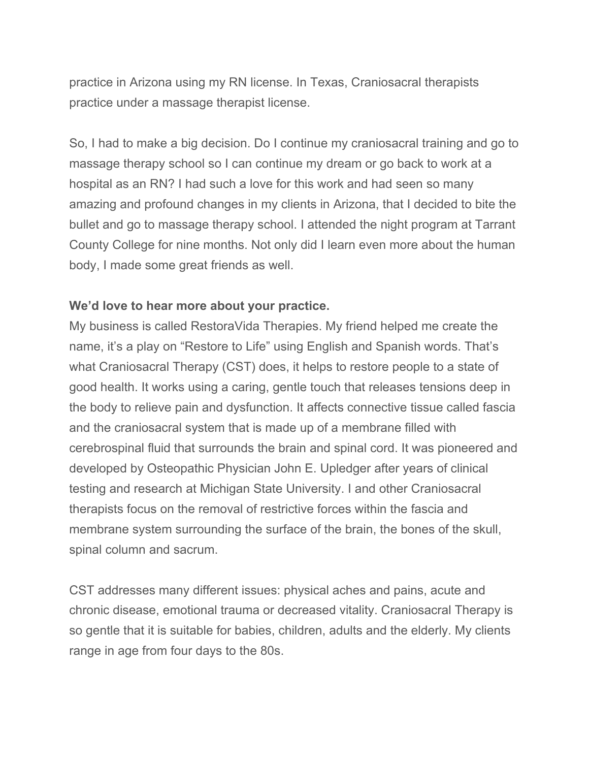practice in Arizona using my RN license. In Texas, Craniosacral therapists practice under a massage therapist license.

So, I had to make a big decision. Do I continue my craniosacral training and go to massage therapy school so I can continue my dream or go back to work at a hospital as an RN? I had such a love for this work and had seen so many amazing and profound changes in my clients in Arizona, that I decided to bite the bullet and go to massage therapy school. I attended the night program at Tarrant County College for nine months. Not only did I learn even more about the human body, I made some great friends as well.

**We'd love to hear more about your practice.**

My business is called RestoraVida Therapies. My friend helped me create the name, it's a play on "Restore to Life" using English and Spanish words. That's what Craniosacral Therapy (CST) does, it helps to restore people to a state of good health. It works using a caring, gentle touch that releases tensions deep in the body to relieve pain and dysfunction. It affects connective tissue called fascia and the craniosacral system that is made up of a membrane filled with cerebrospinal fluid that surrounds the brain and spinal cord. It was pioneered and developed by Osteopathic Physician John E. Upledger after years of clinical testing and research at Michigan State University. I and other Craniosacral therapists focus on the removal of restrictive forces within the fascia and membrane system surrounding the surface of the brain, the bones of the skull, spinal column and sacrum.

CST addresses many different issues: physical aches and pains, acute and chronic disease, emotional trauma or decreased vitality. Craniosacral Therapy is so gentle that it is suitable for babies, children, adults and the elderly. My clients range in age from four days to the 80s.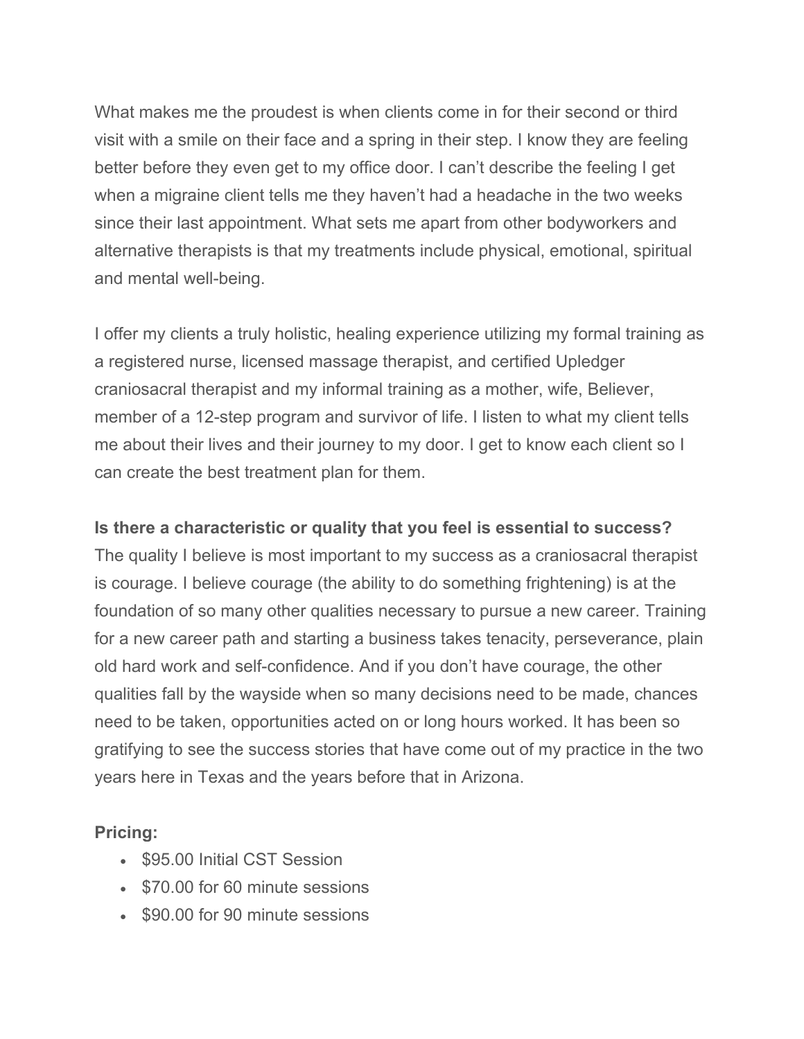What makes me the proudest is when clients come in for their second or third visit with a smile on their face and a spring in their step. I know they are feeling better before they even get to my office door. I can't describe the feeling I get when a migraine client tells me they haven't had a headache in the two weeks since their last appointment. What sets me apart from other bodyworkers and alternative therapists is that my treatments include physical, emotional, spiritual and mental well-being.

I offer my clients a truly holistic, healing experience utilizing my formal training as a registered nurse, licensed massage therapist, and certified Upledger craniosacral therapist and my informal training as a mother, wife, Believer, member of a 12-step program and survivor of life. I listen to what my client tells me about their lives and their journey to my door. I get to know each client so I can create the best treatment plan for them.

**Is there a characteristic or quality that you feel is essential to success?**
The quality I believe is most important to my success as a craniosacral therapist is courage. I believe courage (the ability to do something frightening) is at the foundation of so many other qualities necessary to pursue a new career. Training for a new career path and starting a business takes tenacity, perseverance, plain old hard work and self-confidence. And if you don't have courage, the other qualities fall by the wayside when so many decisions need to be made, chances need to be taken, opportunities acted on or long hours worked. It has been so gratifying to see the success stories that have come out of my practice in the two years here in Texas and the years before that in Arizona.

**Pricing:**

- $95.00 Initial CST Session
- $70.00 for 60 minute sessions
- $90.00 for 90 minute sessions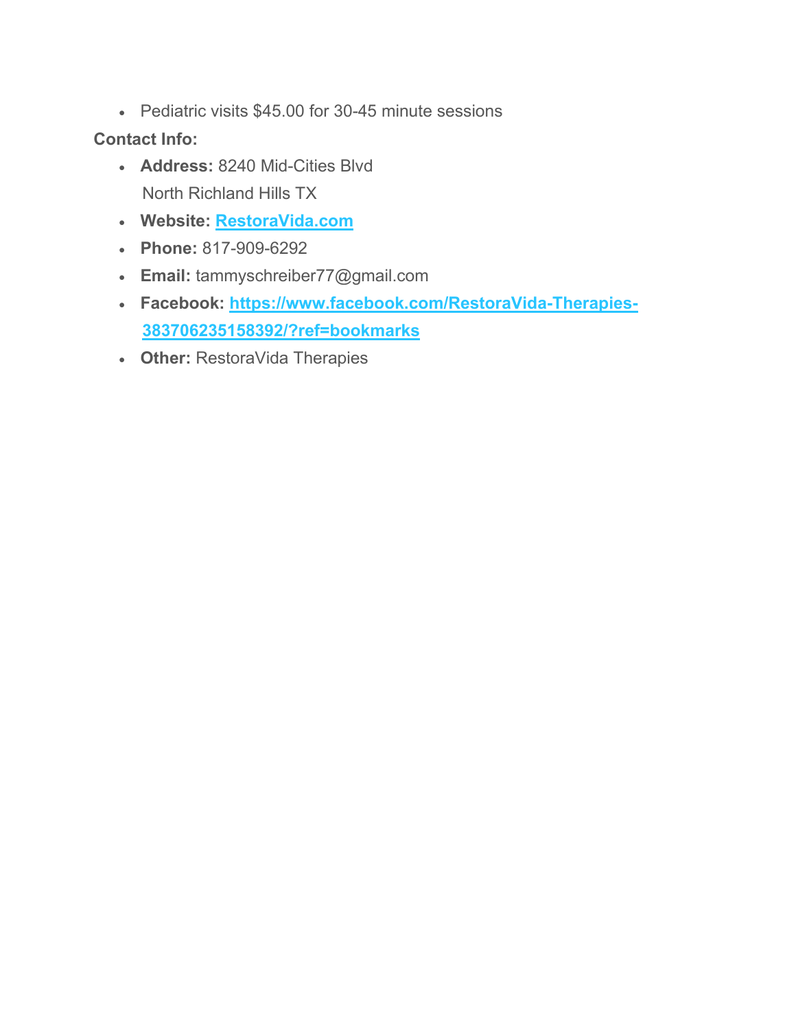- Pediatric visits $45.00 for 30-45 minute sessions

**Contact Info:**

- **Address:** 8240 Mid-Cities Blvd
  North Richland Hills TX
- **Website:** [RestoraVida.com](RestoraVida.com)
- **Phone:** 817-909-6292
- **Email:** tammyschreiber77@gmail.com
- **Facebook:** [https://www.facebook.com/RestoraVida-Therapies-383706235158392/?ref=bookmarks](https://www.facebook.com/RestoraVida-Therapies-383706235158392/?ref=bookmarks)
- **Other:** RestoraVida Therapies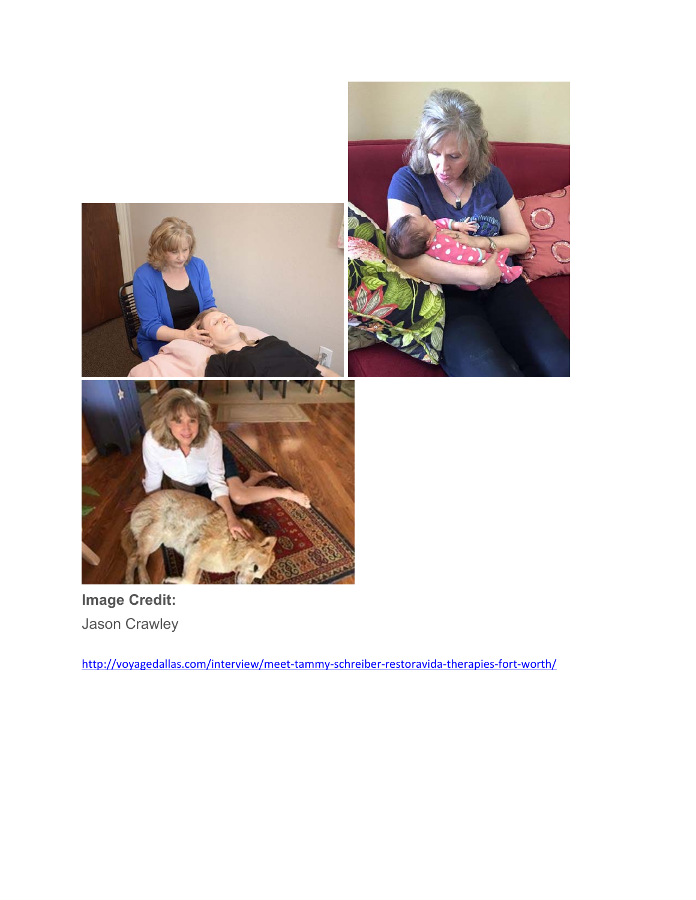**Image Credit:**
Jason Crawley

http://voyagedallas.com/interview/meet-tammy-schreiber-restoravida-therapies-fort-worth/